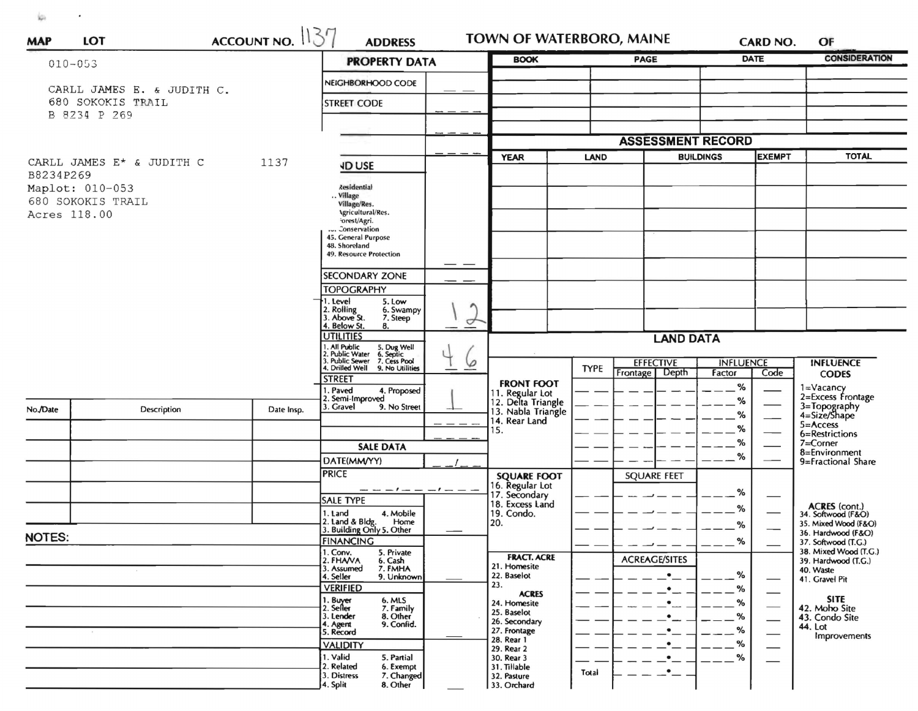**MAP** **LOT** **ACCOUNT NO.** 1137 **ADDRESS** **TOWN OF WATERBORO, MAINE** **CARD NO.** **OF**

010-053

CARLL JAMES E. & JUDITH C.
680 SOKOKIS TRAIL
B 8234 P 269

CARLL JAMES E* & JUDITH C 1137
B8234P269
Maplot: 010-053
680 SOKOKIS TRAIL
Acres 118.00

## PROPERTY DATA

| | |
|---|---|
| NEIGHBORHOOD CODE | |
| STREET CODE | |
| | |
| | |
| LAND USE<br>Residential<br>Village<br>Village/Res.<br>Agricultural/Res.<br>Forest/Agri.<br>Conservation<br>45. General Purpose<br>48. Shoreland<br>49. Resource Protection | |
| SECONDARY ZONE | |
| TOPOGRAPHY<br>1. Level 5. Low<br>2. Rolling 6. Swampy<br>3. Above St. 7. Steep<br>4. Below St. 8. | 1 2 |
| UTILITIES<br>1. All Public 5. Dug Well<br>2. Public Water 6. Septic<br>3. Public Sewer 7. Cess Pool<br>4. Drilled Well 9. No Utilities | 4 6 |
| STREET<br>1. Paved 4. Proposed<br>2. Semi-Improved<br>3. Gravel 9. No Street | 1 |
| | |
| | |

## SALE DATA

| | |
|---|---|
| DATE(MM/YY) | |
| PRICE | |
| SALE TYPE<br>1. Land 4. Mobile Home<br>2. Land & Bldg. 5. Other<br>3. Building Only | |
| FINANCING<br>1. Conv. 5. Private<br>2. FHA/VA 6. Cash<br>3. Assumed 7. FMHA<br>4. Seller 9. Unknown | |
| VERIFIED<br>1. Buyer 6. MLS<br>2. Seller 7. Family<br>3. Lender 8. Other<br>4. Agent 9. Confid.<br>5. Record | |
| VALIDITY<br>1. Valid 5. Partial<br>2. Related 6. Exempt<br>3. Distress 7. Changed<br>4. Split 8. Other | |

| BOOK | PAGE | DATE | CONSIDERATION |
|---|---|---|---|
| | | | |
| | | | |
| | | | |
| | | | |
| | | | |

## ASSESSMENT RECORD

| YEAR | LAND | BUILDINGS | EXEMPT | TOTAL |
|---|---|---|---|---|
| | | | | |
| | | | | |
| | | | | |
| | | | | |
| | | | | |
| | | | | |
| | | | | |

## LAND DATA

| | TYPE | EFFECTIVE Frontage | EFFECTIVE Depth | INFLUENCE Factor | INFLUENCE Code |
|---|---|---|---|---|---|
| **FRONT FOOT**<br>11. Regular Lot<br>12. Delta Triangle<br>13. Nabla Triangle<br>14. Rear Land<br>15. | | | | % | |
| **SQUARE FOOT**<br>16. Regular Lot<br>17. Secondary<br>18. Excess Land<br>19. Condo.<br>20. | | SQUARE FEET | | % | |
| **FRACT. ACRE**<br>21. Homesite<br>22. Baselot<br>23.<br>**ACRES**<br>24. Homesite<br>25. Baselot<br>26. Secondary<br>27. Frontage<br>28. Rear 1<br>29. Rear 2<br>30. Rear 3<br>31. Tillable<br>32. Pasture<br>33. Orchard | Total | ACREAGE/SITES | | % | |

**INFLUENCE CODES**
1=Vacancy
2=Excess Frontage
3=Topography
4=Size/Shape
5=Access
6=Restrictions
7=Corner
8=Environment
9=Fractional Share

**ACRES (cont.)**
34. Softwood (F&O)
35. Mixed Wood (F&O)
36. Hardwood (F&O)
37. Softwood (T.G.)
38. Mixed Wood (T.G.)
39. Hardwood (T.G.)
40. Waste
41. Gravel Pit

**SITE**
42. Moho Site
43. Condo Site
44. Lot Improvements

| No./Date | Description | Date Insp. |
|---|---|---|
| | | |
| | | |
| | | |
| | | |
| | | |
| | | |

**NOTES:**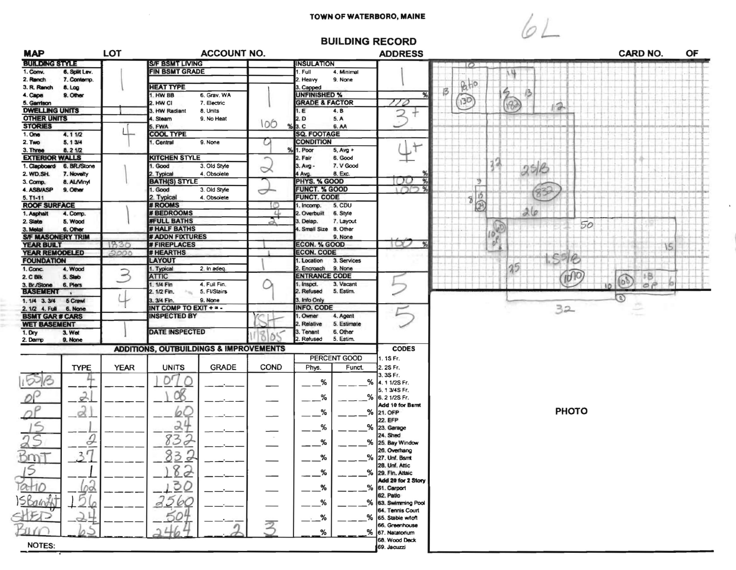TOWN OF WATERBORO, MAINE

6L

# BUILDING RECORD

| MAP | LOT | ACCOUNT NO. | ADDRESS | CARD NO. | OF |
|---|---|---|---|---|---|
| | | | | | |

| Field | Value | Field | Value | Field | Value |
|---|---|---|---|---|---|
| **BUILDING STYLE** 1. Conv. 2. Ranch 3. R. Ranch 4. Cape 5. Garrison 6. Split Lev. 7. Contemp. 8. Log 9. Other | 1 | **S/F BSMT LIVING** | | **INSULATION** 1. Full 2. Heavy 3. Capped 4. Minimal 9. None | 1 |
| **DWELLING UNITS** | 1 | **FIN BSMT GRADE** | | **UNFINISHED %** | % |
| **OTHER UNITS** | | **HEAT TYPE** 1. HW BB 2. HW CI 3. HW Radiant 4. Steam 5. FWA 6. Grav. WA 7. Electric 8. Units 9. No Heat | 1 / 100 % | **GRADE & FACTOR** 1. E 2. D 3. C 4. B 5. A 6. AA | 110 / 3+ |
| **STORIES** 1. One 2. Two 3. Three 4. 1 1/2 5. 1 3/4 6. 2 1/2 | 4 | **COOL TYPE** 1. Central 9. None | 9 % | **SQ. FOOTAGE** | |
| **EXTERIOR WALLS** 1. Clapboard 2. WD.SH. 3. Comp. 4. ASB/ASP 5. T1-11 6. BR./Stone 7. Novelty 8. AL/Vinyl 9. Other | 1 | **KITCHEN STYLE** 1. Good 2. Typical 3. Old Style 4. Obsolete | 2 | **CONDITION** 1. Poor 2. Fair 3. Avg - 4 Avg. 5. Avg + 6. Good 7. V Good 8. Exc. | 4+ |
| | | **BATH(S) STYLE** 1. Good 2. Typical 3. Old Style 4. Obsolete | 2 | **PHYS. % GOOD** | 100 % |
| **ROOF SURFACE** 1. Asphalt 2. Slate 3. Metal 4. Comp. 5. Wood 6. Other | 1 | **# ROOMS** | 10 | **FUNCT. % GOOD** | 100 % |
| | | **# BEDROOMS** | 4 | **FUNCT. CODE** 1. Incomp. 2. Overbuilt 3. Delap. 4. Small Size 5. CDU 6. Style 7. Layout 8. Other 9. None | |
| | | **#FULL BATHS** | 2 | | |
| | | **# HALF BATHS** | | | |
| **S/F MASONERY TRIM** | | **# ADDN FIXTURES** | | | |
| **YEAR BUILT** | 1830 | **# FIREPLACES** | 1 | **ECON. % GOOD** | 100 % |
| **YEAR REMODELED** | 2000 | **# HEARTHS** | 1 | **ECON. CODE** 1. Location 2. Encroach 3. Services 9. None | |
| **FOUNDATION** 1. Conc. 2. C Blk 3. Br./Stone 4. Wood 5. Slab 6. Piers | 3 | **LAYOUT** 1. Typical 2. In adeq. | 1 | | |
| **BASEMENT** 1. 1/4 2. 1/2 3. 3/4 4. Full 5 Crawl 6. None | 4 | **ATTIC** 1. 1/4 Fin 2. 1/2 Fin. 3. 3/4 Fin. 4. Full Fin. 5. Fl/Stairs 9. None | 9 | **ENTRANCE CODE** 1. Inspct. 2. Refused 3. Info Only 3. Vacant 5. Estim. | 5 |
| **BSMT GAR # CARS** | | **INT COMP TO EXIT + = -** | | **INFO. CODE** 1. Owner 2. Relative 3. Tenant 2. Refused 4. Agent 5. Estimate 6. Other 5. Estim. | 5 |
| **WET BASEMENT** 1. Dry 2. Damp 3. Wet 9. None | 1 | **INSPECTED BY** | KSH | | |
| | | **DATE INSPECTED** | 11/8/05 | | |

## ADDITIONS, OUTBUILDINGS & IMPROVEMENTS

| | TYPE | YEAR | UNITS | GRADE | COND | PERCENT GOOD Phys. | Funct. |
|---|---|---|---|---|---|---|---|
| 1.5S/B | 4 | | 1070 | | | % | % |
| OP | 21 | | 108 | | | % | % |
| OP | 21 | | 60 | | | % | % |
| 1S | 1 | | 24 | | | % | % |
| 2S | 2 | | 832 | | | % | % |
| BmT | 37 | | 832 | | | % | % |
| 1S | 1 | | 182 | | | % | % |
| Patio | 62 | | 130 | | | % | % |
| 1S Barn/Loft | 156 | | 2560 | | | % | % |
| SHED | 24 | | 504 | | | % | % |
| Barn | 65 | | 2464 | 2 | 3 | % | % |

NOTES:

**CODES**
1. 1S Fr.
2. 2S Fr.
3. 3S Fr.
4. 1 1/2S Fr.
5. 1 3/4S Fr.
6. 2 1/2S Fr.
Add 10 for Bsmt
21. OFP
22. EFP
23. Garage
24. Shed
25. Bay Window
26. Overhang
27. Unf. Bsmt
28. Unf. Attic
29. Fin. Attaic
Add 20 for 2 Story
61. Carport
62. Patio
63. Swimming Pool
64. Tennis Court
65. Stable w/loft
66. Greenhouse
67. Natatorium
68. Wood Deck
69. Jacuzzi

10
14
13
Patio
130
14
182
13
12
32
2S/B
832
9
8
15
24
26
50
10
OP
60
15
25
1.5S/B
1070
10
108
18
OP
6
2
32

PHOTO